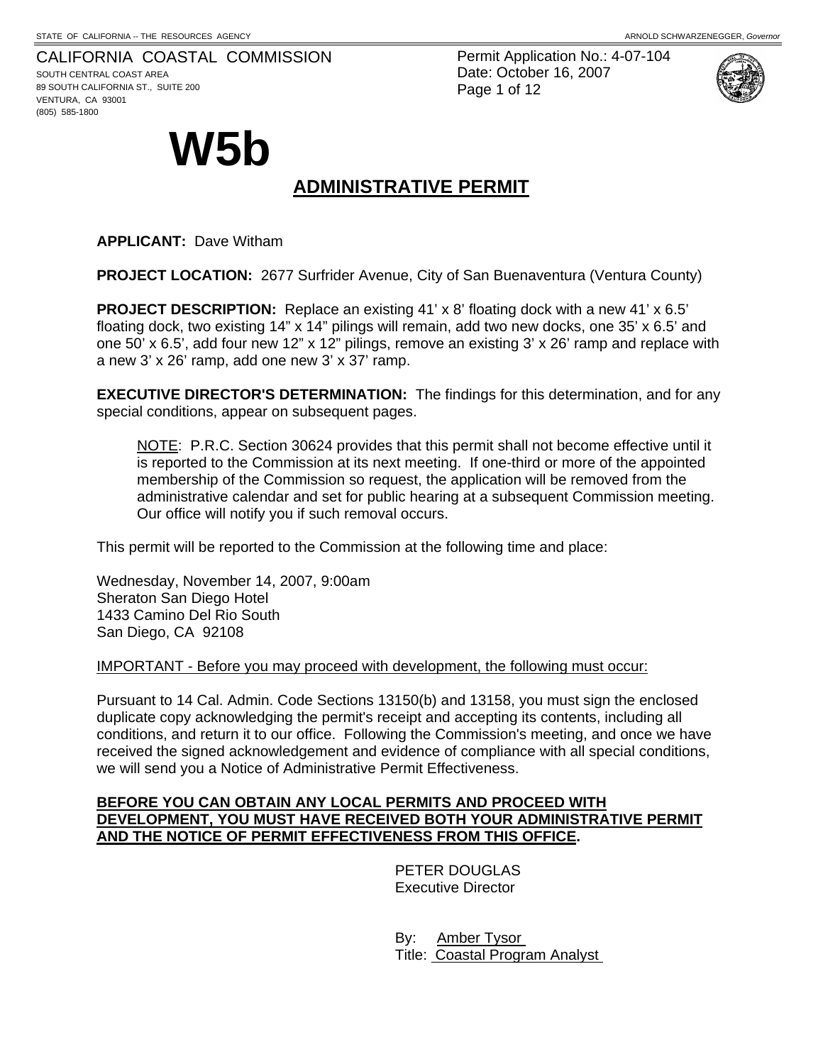STATE OF CALIFORNIA -- THE RESOURCES AGENCY

ARNOLD SCHWARZENEGGER, *Governor*

CALIFORNIA COASTAL COMMISSION
SOUTH CENTRAL COAST AREA
89 SOUTH CALIFORNIA ST., SUITE 200
VENTURA, CA 93001
(805) 585-1800

Permit Application No.: 4-07-104
Date: October 16, 2007

# W5b

## ADMINISTRATIVE PERMIT

**APPLICANT:** Dave Witham

**PROJECT LOCATION:** 2677 Surfrider Avenue, City of San Buenaventura (Ventura County)

**PROJECT DESCRIPTION:** Replace an existing 41' x 8' floating dock with a new 41' x 6.5' floating dock, two existing 14" x 14" pilings will remain, add two new docks, one 35' x 6.5' and one 50' x 6.5', add four new 12" x 12" pilings, remove an existing 3' x 26' ramp and replace with a new 3' x 26' ramp, add one new 3' x 37' ramp.

**EXECUTIVE DIRECTOR'S DETERMINATION:** The findings for this determination, and for any special conditions, appear on subsequent pages.

> NOTE: P.R.C. Section 30624 provides that this permit shall not become effective until it is reported to the Commission at its next meeting. If one-third or more of the appointed membership of the Commission so request, the application will be removed from the administrative calendar and set for public hearing at a subsequent Commission meeting. Our office will notify you if such removal occurs.

This permit will be reported to the Commission at the following time and place:

Wednesday, November 14, 2007, 9:00am
Sheraton San Diego Hotel
1433 Camino Del Rio South
San Diego, CA 92108

IMPORTANT - Before you may proceed with development, the following must occur:

Pursuant to 14 Cal. Admin. Code Sections 13150(b) and 13158, you must sign the enclosed duplicate copy acknowledging the permit's receipt and accepting its contents, including all conditions, and return it to our office. Following the Commission's meeting, and once we have received the signed acknowledgement and evidence of compliance with all special conditions, we will send you a Notice of Administrative Permit Effectiveness.

**BEFORE YOU CAN OBTAIN ANY LOCAL PERMITS AND PROCEED WITH DEVELOPMENT, YOU MUST HAVE RECEIVED BOTH YOUR ADMINISTRATIVE PERMIT AND THE NOTICE OF PERMIT EFFECTIVENESS FROM THIS OFFICE.**

PETER DOUGLAS
Executive Director

By: Amber Tysor
Title: Coastal Program Analyst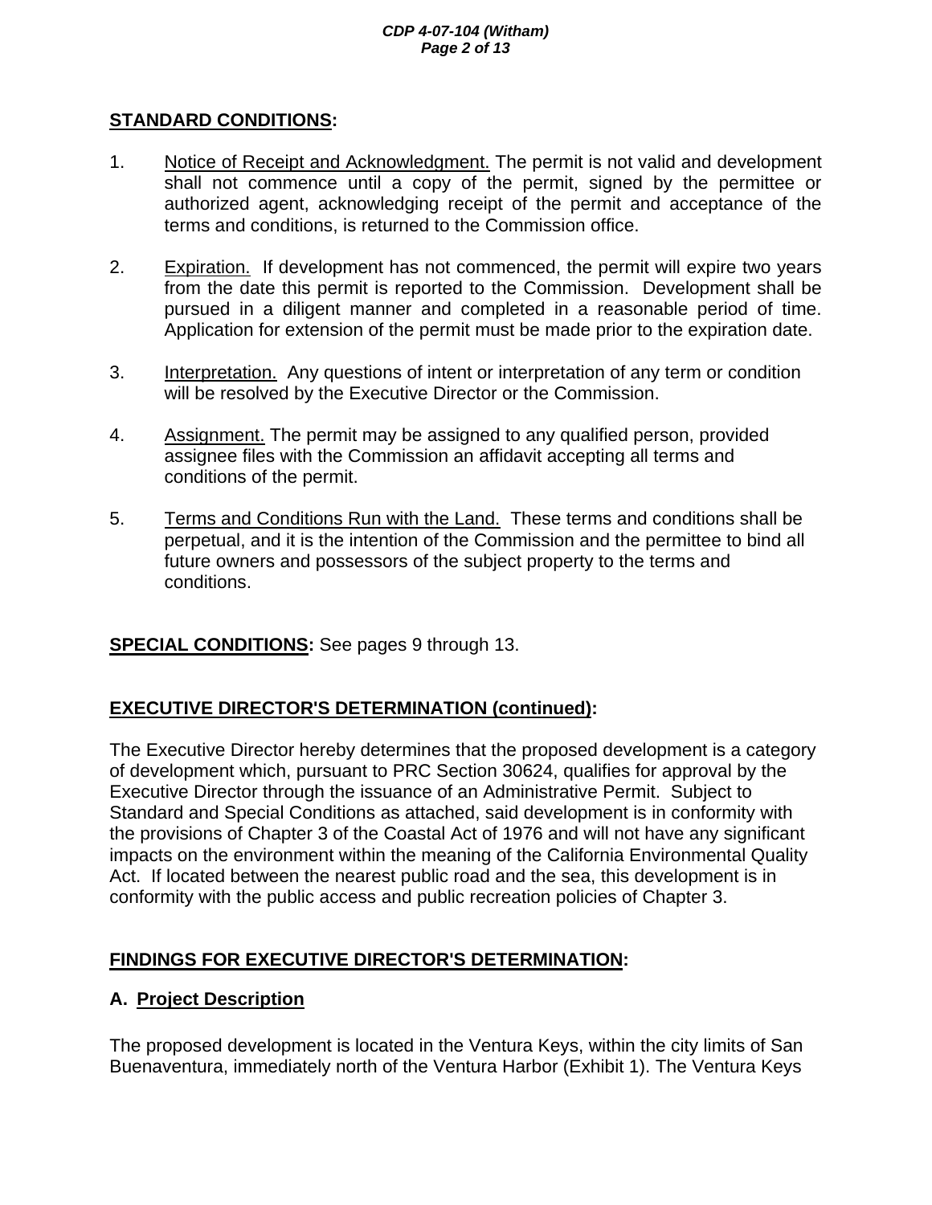## STANDARD CONDITIONS:

1. Notice of Receipt and Acknowledgment. The permit is not valid and development shall not commence until a copy of the permit, signed by the permittee or authorized agent, acknowledging receipt of the permit and acceptance of the terms and conditions, is returned to the Commission office.

2. Expiration. If development has not commenced, the permit will expire two years from the date this permit is reported to the Commission. Development shall be pursued in a diligent manner and completed in a reasonable period of time. Application for extension of the permit must be made prior to the expiration date.

3. Interpretation. Any questions of intent or interpretation of any term or condition will be resolved by the Executive Director or the Commission.

4. Assignment. The permit may be assigned to any qualified person, provided assignee files with the Commission an affidavit accepting all terms and conditions of the permit.

5. Terms and Conditions Run with the Land. These terms and conditions shall be perpetual, and it is the intention of the Commission and the permittee to bind all future owners and possessors of the subject property to the terms and conditions.

**SPECIAL CONDITIONS:** See pages 9 through 13.

## EXECUTIVE DIRECTOR'S DETERMINATION (continued):

The Executive Director hereby determines that the proposed development is a category of development which, pursuant to PRC Section 30624, qualifies for approval by the Executive Director through the issuance of an Administrative Permit. Subject to Standard and Special Conditions as attached, said development is in conformity with the provisions of Chapter 3 of the Coastal Act of 1976 and will not have any significant impacts on the environment within the meaning of the California Environmental Quality Act. If located between the nearest public road and the sea, this development is in conformity with the public access and public recreation policies of Chapter 3.

## FINDINGS FOR EXECUTIVE DIRECTOR'S DETERMINATION:

### A. Project Description

The proposed development is located in the Ventura Keys, within the city limits of San Buenaventura, immediately north of the Ventura Harbor (Exhibit 1). The Ventura Keys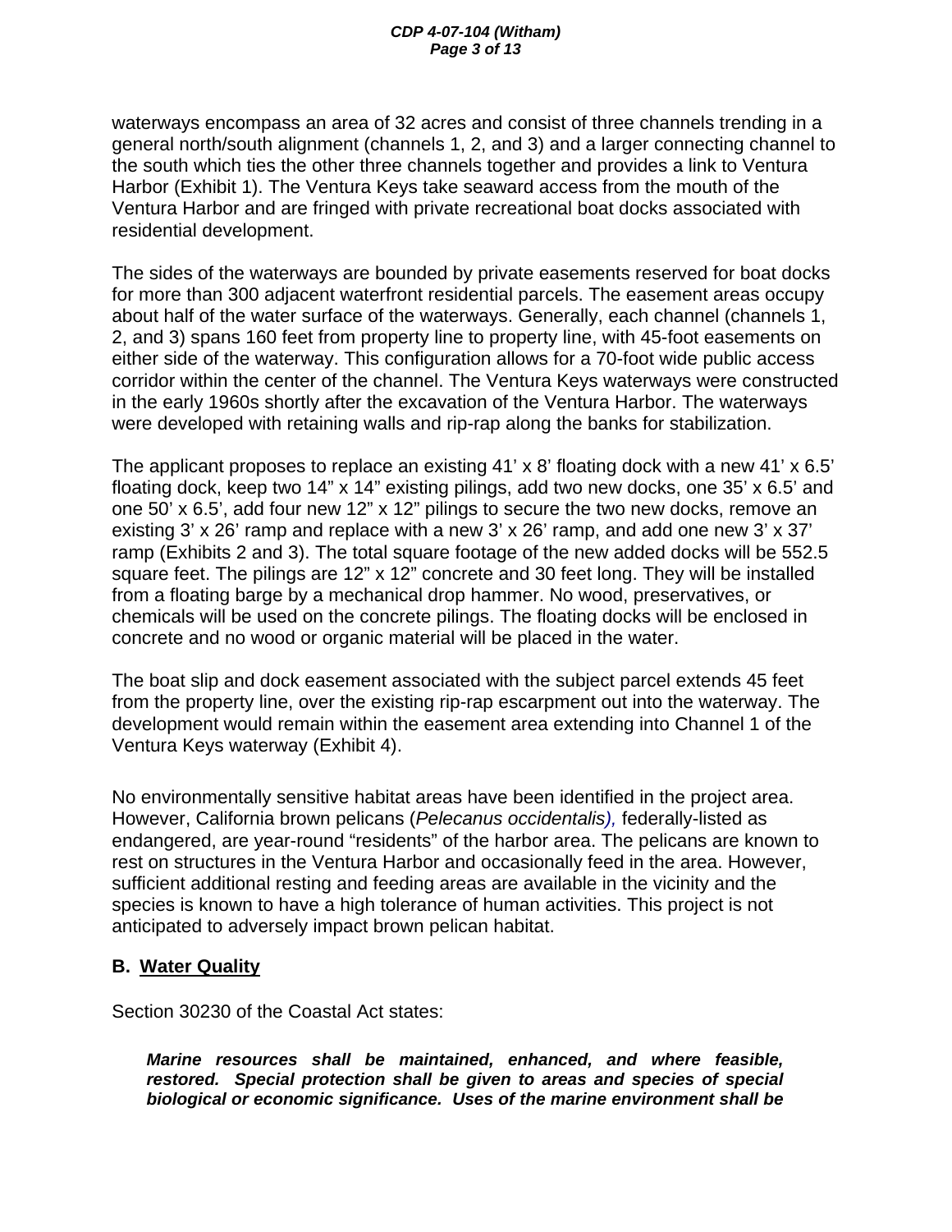waterways encompass an area of 32 acres and consist of three channels trending in a general north/south alignment (channels 1, 2, and 3) and a larger connecting channel to the south which ties the other three channels together and provides a link to Ventura Harbor (Exhibit 1). The Ventura Keys take seaward access from the mouth of the Ventura Harbor and are fringed with private recreational boat docks associated with residential development.

The sides of the waterways are bounded by private easements reserved for boat docks for more than 300 adjacent waterfront residential parcels. The easement areas occupy about half of the water surface of the waterways. Generally, each channel (channels 1, 2, and 3) spans 160 feet from property line to property line, with 45-foot easements on either side of the waterway. This configuration allows for a 70-foot wide public access corridor within the center of the channel. The Ventura Keys waterways were constructed in the early 1960s shortly after the excavation of the Ventura Harbor. The waterways were developed with retaining walls and rip-rap along the banks for stabilization.

The applicant proposes to replace an existing 41' x 8' floating dock with a new 41' x 6.5' floating dock, keep two 14" x 14" existing pilings, add two new docks, one 35' x 6.5' and one 50' x 6.5', add four new 12" x 12" pilings to secure the two new docks, remove an existing 3' x 26' ramp and replace with a new 3' x 26' ramp, and add one new 3' x 37' ramp (Exhibits 2 and 3). The total square footage of the new added docks will be 552.5 square feet. The pilings are 12" x 12" concrete and 30 feet long. They will be installed from a floating barge by a mechanical drop hammer. No wood, preservatives, or chemicals will be used on the concrete pilings. The floating docks will be enclosed in concrete and no wood or organic material will be placed in the water.

The boat slip and dock easement associated with the subject parcel extends 45 feet from the property line, over the existing rip-rap escarpment out into the waterway. The development would remain within the easement area extending into Channel 1 of the Ventura Keys waterway (Exhibit 4).

No environmentally sensitive habitat areas have been identified in the project area. However, California brown pelicans (*Pelecanus occidentalis*), federally-listed as endangered, are year-round "residents" of the harbor area. The pelicans are known to rest on structures in the Ventura Harbor and occasionally feed in the area. However, sufficient additional resting and feeding areas are available in the vicinity and the species is known to have a high tolerance of human activities. This project is not anticipated to adversely impact brown pelican habitat.

## B. Water Quality

Section 30230 of the Coastal Act states:

> ***Marine resources shall be maintained, enhanced, and where feasible, restored. Special protection shall be given to areas and species of special biological or economic significance. Uses of the marine environment shall be***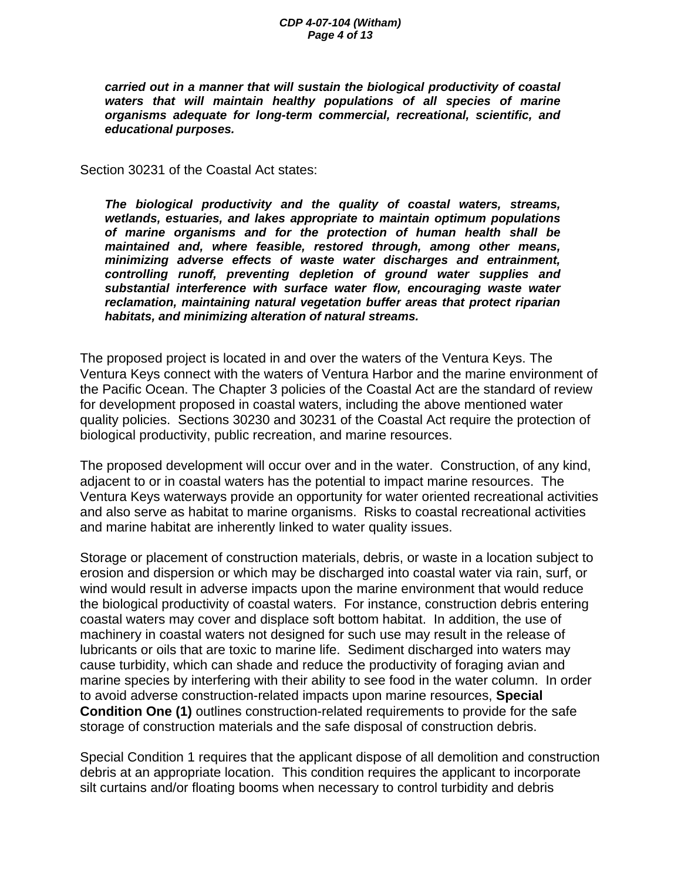***carried out in a manner that will sustain the biological productivity of coastal waters that will maintain healthy populations of all species of marine organisms adequate for long-term commercial, recreational, scientific, and educational purposes.***

Section 30231 of the Coastal Act states:

> ***The biological productivity and the quality of coastal waters, streams, wetlands, estuaries, and lakes appropriate to maintain optimum populations of marine organisms and for the protection of human health shall be maintained and, where feasible, restored through, among other means, minimizing adverse effects of waste water discharges and entrainment, controlling runoff, preventing depletion of ground water supplies and substantial interference with surface water flow, encouraging waste water reclamation, maintaining natural vegetation buffer areas that protect riparian habitats, and minimizing alteration of natural streams.***

The proposed project is located in and over the waters of the Ventura Keys. The Ventura Keys connect with the waters of Ventura Harbor and the marine environment of the Pacific Ocean. The Chapter 3 policies of the Coastal Act are the standard of review for development proposed in coastal waters, including the above mentioned water quality policies. Sections 30230 and 30231 of the Coastal Act require the protection of biological productivity, public recreation, and marine resources.

The proposed development will occur over and in the water. Construction, of any kind, adjacent to or in coastal waters has the potential to impact marine resources. The Ventura Keys waterways provide an opportunity for water oriented recreational activities and also serve as habitat to marine organisms. Risks to coastal recreational activities and marine habitat are inherently linked to water quality issues.

Storage or placement of construction materials, debris, or waste in a location subject to erosion and dispersion or which may be discharged into coastal water via rain, surf, or wind would result in adverse impacts upon the marine environment that would reduce the biological productivity of coastal waters. For instance, construction debris entering coastal waters may cover and displace soft bottom habitat. In addition, the use of machinery in coastal waters not designed for such use may result in the release of lubricants or oils that are toxic to marine life. Sediment discharged into waters may cause turbidity, which can shade and reduce the productivity of foraging avian and marine species by interfering with their ability to see food in the water column. In order to avoid adverse construction-related impacts upon marine resources, **Special Condition One (1)** outlines construction-related requirements to provide for the safe storage of construction materials and the safe disposal of construction debris.

Special Condition 1 requires that the applicant dispose of all demolition and construction debris at an appropriate location. This condition requires the applicant to incorporate silt curtains and/or floating booms when necessary to control turbidity and debris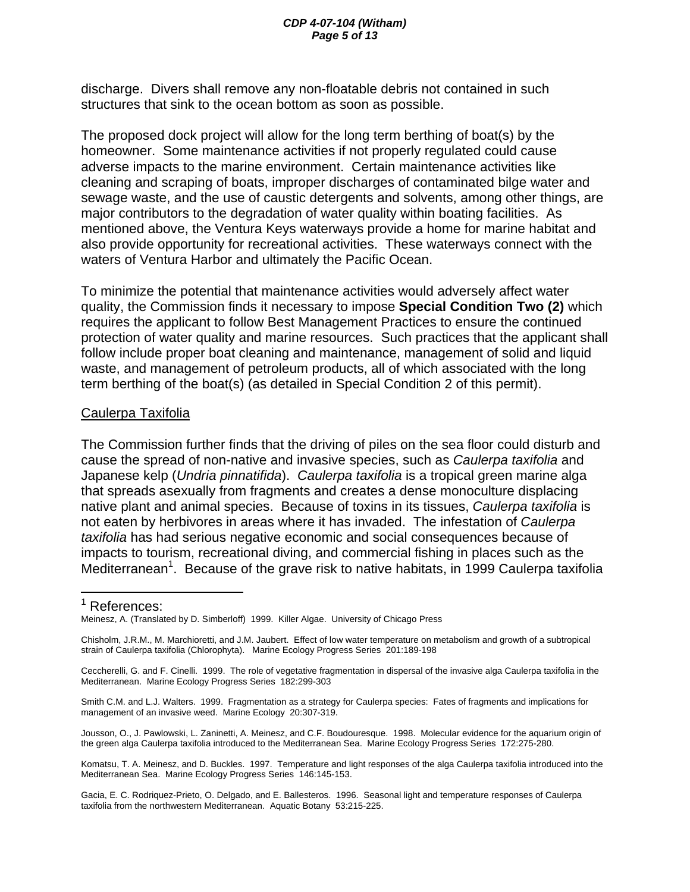discharge. Divers shall remove any non-floatable debris not contained in such structures that sink to the ocean bottom as soon as possible.

The proposed dock project will allow for the long term berthing of boat(s) by the homeowner. Some maintenance activities if not properly regulated could cause adverse impacts to the marine environment. Certain maintenance activities like cleaning and scraping of boats, improper discharges of contaminated bilge water and sewage waste, and the use of caustic detergents and solvents, among other things, are major contributors to the degradation of water quality within boating facilities. As mentioned above, the Ventura Keys waterways provide a home for marine habitat and also provide opportunity for recreational activities. These waterways connect with the waters of Ventura Harbor and ultimately the Pacific Ocean.

To minimize the potential that maintenance activities would adversely affect water quality, the Commission finds it necessary to impose **Special Condition Two (2)** which requires the applicant to follow Best Management Practices to ensure the continued protection of water quality and marine resources. Such practices that the applicant shall follow include proper boat cleaning and maintenance, management of solid and liquid waste, and management of petroleum products, all of which associated with the long term berthing of the boat(s) (as detailed in Special Condition 2 of this permit).

Caulerpa Taxifolia

The Commission further finds that the driving of piles on the sea floor could disturb and cause the spread of non-native and invasive species, such as *Caulerpa taxifolia* and Japanese kelp (*Undria pinnatifida*). *Caulerpa taxifolia* is a tropical green marine alga that spreads asexually from fragments and creates a dense monoculture displacing native plant and animal species. Because of toxins in its tissues, *Caulerpa taxifolia* is not eaten by herbivores in areas where it has invaded. The infestation of *Caulerpa taxifolia* has had serious negative economic and social consequences because of impacts to tourism, recreational diving, and commercial fishing in places such as the Mediterranean[1]. Because of the grave risk to native habitats, in 1999 Caulerpa taxifolia

---

[1] References:

Meinesz, A. (Translated by D. Simberloff) 1999. Killer Algae. University of Chicago Press

Chisholm, J.R.M., M. Marchioretti, and J.M. Jaubert. Effect of low water temperature on metabolism and growth of a subtropical strain of Caulerpa taxifolia (Chlorophyta). Marine Ecology Progress Series 201:189-198

Ceccherelli, G. and F. Cinelli. 1999. The role of vegetative fragmentation in dispersal of the invasive alga Caulerpa taxifolia in the Mediterranean. Marine Ecology Progress Series 182:299-303

Smith C.M. and L.J. Walters. 1999. Fragmentation as a strategy for Caulerpa species: Fates of fragments and implications for management of an invasive weed. Marine Ecology 20:307-319.

Jousson, O., J. Pawlowski, L. Zaninetti, A. Meinesz, and C.F. Boudouresque. 1998. Molecular evidence for the aquarium origin of the green alga Caulerpa taxifolia introduced to the Mediterranean Sea. Marine Ecology Progress Series 172:275-280.

Komatsu, T. A. Meinesz, and D. Buckles. 1997. Temperature and light responses of the alga Caulerpa taxifolia introduced into the Mediterranean Sea. Marine Ecology Progress Series 146:145-153.

Gacia, E. C. Rodriquez-Prieto, O. Delgado, and E. Ballesteros. 1996. Seasonal light and temperature responses of Caulerpa taxifolia from the northwestern Mediterranean. Aquatic Botany 53:215-225.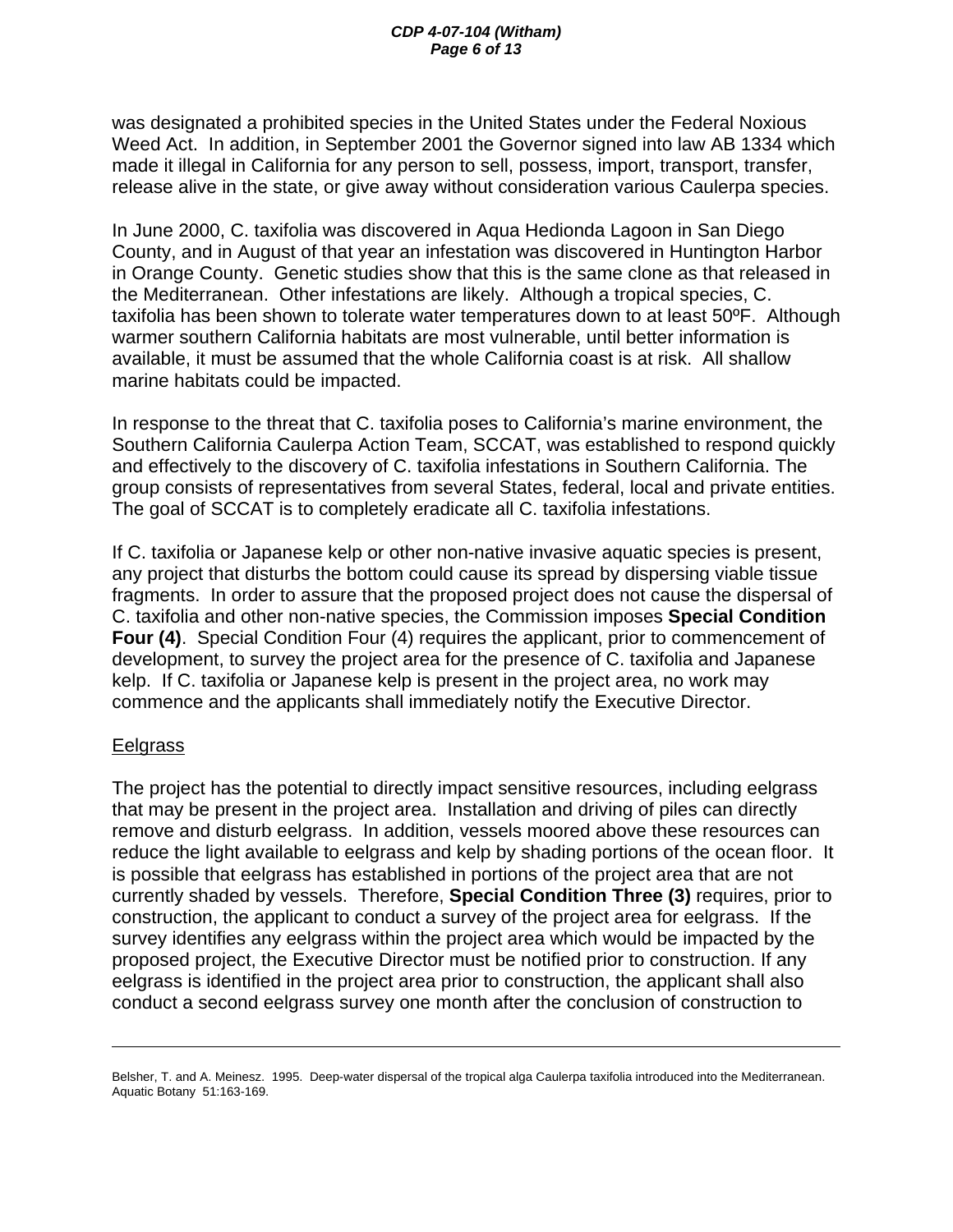was designated a prohibited species in the United States under the Federal Noxious Weed Act. In addition, in September 2001 the Governor signed into law AB 1334 which made it illegal in California for any person to sell, possess, import, transport, transfer, release alive in the state, or give away without consideration various Caulerpa species.

In June 2000, C. taxifolia was discovered in Aqua Hedionda Lagoon in San Diego County, and in August of that year an infestation was discovered in Huntington Harbor in Orange County. Genetic studies show that this is the same clone as that released in the Mediterranean. Other infestations are likely. Although a tropical species, C. taxifolia has been shown to tolerate water temperatures down to at least 50ºF. Although warmer southern California habitats are most vulnerable, until better information is available, it must be assumed that the whole California coast is at risk. All shallow marine habitats could be impacted.

In response to the threat that C. taxifolia poses to California's marine environment, the Southern California Caulerpa Action Team, SCCAT, was established to respond quickly and effectively to the discovery of C. taxifolia infestations in Southern California. The group consists of representatives from several States, federal, local and private entities. The goal of SCCAT is to completely eradicate all C. taxifolia infestations.

If C. taxifolia or Japanese kelp or other non-native invasive aquatic species is present, any project that disturbs the bottom could cause its spread by dispersing viable tissue fragments. In order to assure that the proposed project does not cause the dispersal of C. taxifolia and other non-native species, the Commission imposes **Special Condition Four (4)**. Special Condition Four (4) requires the applicant, prior to commencement of development, to survey the project area for the presence of C. taxifolia and Japanese kelp. If C. taxifolia or Japanese kelp is present in the project area, no work may commence and the applicants shall immediately notify the Executive Director.

Eelgrass

The project has the potential to directly impact sensitive resources, including eelgrass that may be present in the project area. Installation and driving of piles can directly remove and disturb eelgrass. In addition, vessels moored above these resources can reduce the light available to eelgrass and kelp by shading portions of the ocean floor. It is possible that eelgrass has established in portions of the project area that are not currently shaded by vessels. Therefore, **Special Condition Three (3)** requires, prior to construction, the applicant to conduct a survey of the project area for eelgrass. If the survey identifies any eelgrass within the project area which would be impacted by the proposed project, the Executive Director must be notified prior to construction. If any eelgrass is identified in the project area prior to construction, the applicant shall also conduct a second eelgrass survey one month after the conclusion of construction to

---

Belsher, T. and A. Meinesz. 1995. Deep-water dispersal of the tropical alga Caulerpa taxifolia introduced into the Mediterranean. Aquatic Botany 51:163-169.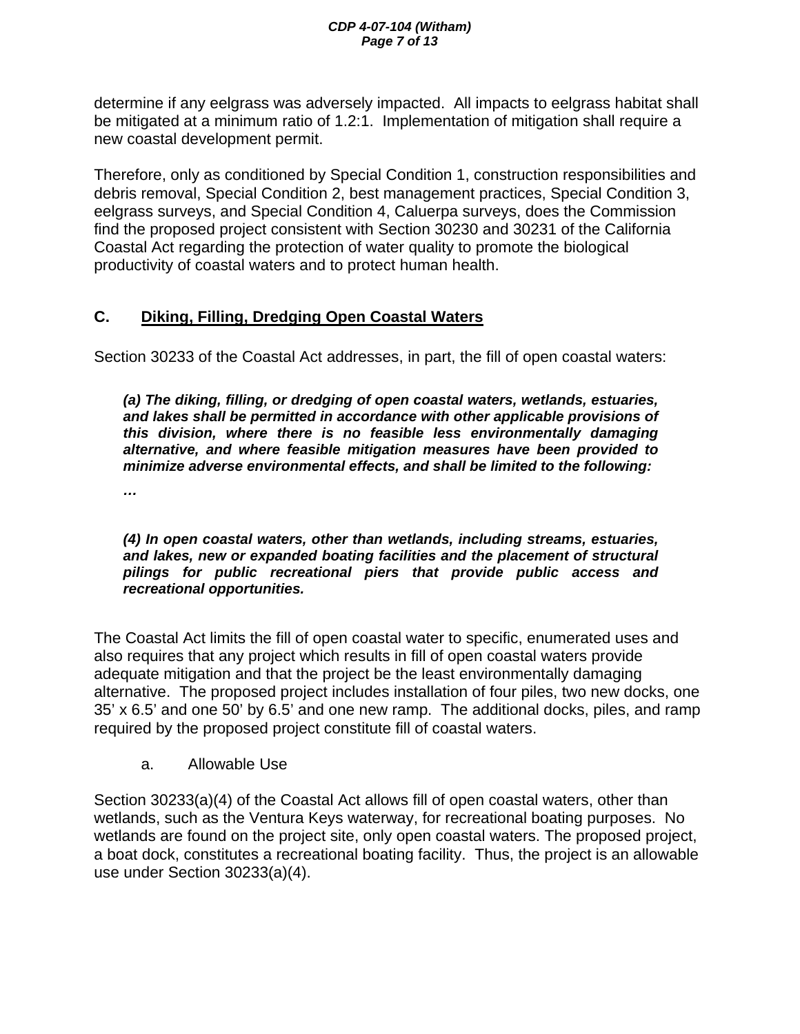determine if any eelgrass was adversely impacted. All impacts to eelgrass habitat shall be mitigated at a minimum ratio of 1.2:1. Implementation of mitigation shall require a new coastal development permit.

Therefore, only as conditioned by Special Condition 1, construction responsibilities and debris removal, Special Condition 2, best management practices, Special Condition 3, eelgrass surveys, and Special Condition 4, Caluerpa surveys, does the Commission find the proposed project consistent with Section 30230 and 30231 of the California Coastal Act regarding the protection of water quality to promote the biological productivity of coastal waters and to protect human health.

## C. Diking, Filling, Dredging Open Coastal Waters

Section 30233 of the Coastal Act addresses, in part, the fill of open coastal waters:

> ***(a) The diking, filling, or dredging of open coastal waters, wetlands, estuaries, and lakes shall be permitted in accordance with other applicable provisions of this division, where there is no feasible less environmentally damaging alternative, and where feasible mitigation measures have been provided to minimize adverse environmental effects, and shall be limited to the following:***
>
> ***…***
>
> ***(4) In open coastal waters, other than wetlands, including streams, estuaries, and lakes, new or expanded boating facilities and the placement of structural pilings for public recreational piers that provide public access and recreational opportunities.***

The Coastal Act limits the fill of open coastal water to specific, enumerated uses and also requires that any project which results in fill of open coastal waters provide adequate mitigation and that the project be the least environmentally damaging alternative. The proposed project includes installation of four piles, two new docks, one 35' x 6.5' and one 50' by 6.5' and one new ramp. The additional docks, piles, and ramp required by the proposed project constitute fill of coastal waters.

a. Allowable Use

Section 30233(a)(4) of the Coastal Act allows fill of open coastal waters, other than wetlands, such as the Ventura Keys waterway, for recreational boating purposes. No wetlands are found on the project site, only open coastal waters. The proposed project, a boat dock, constitutes a recreational boating facility. Thus, the project is an allowable use under Section 30233(a)(4).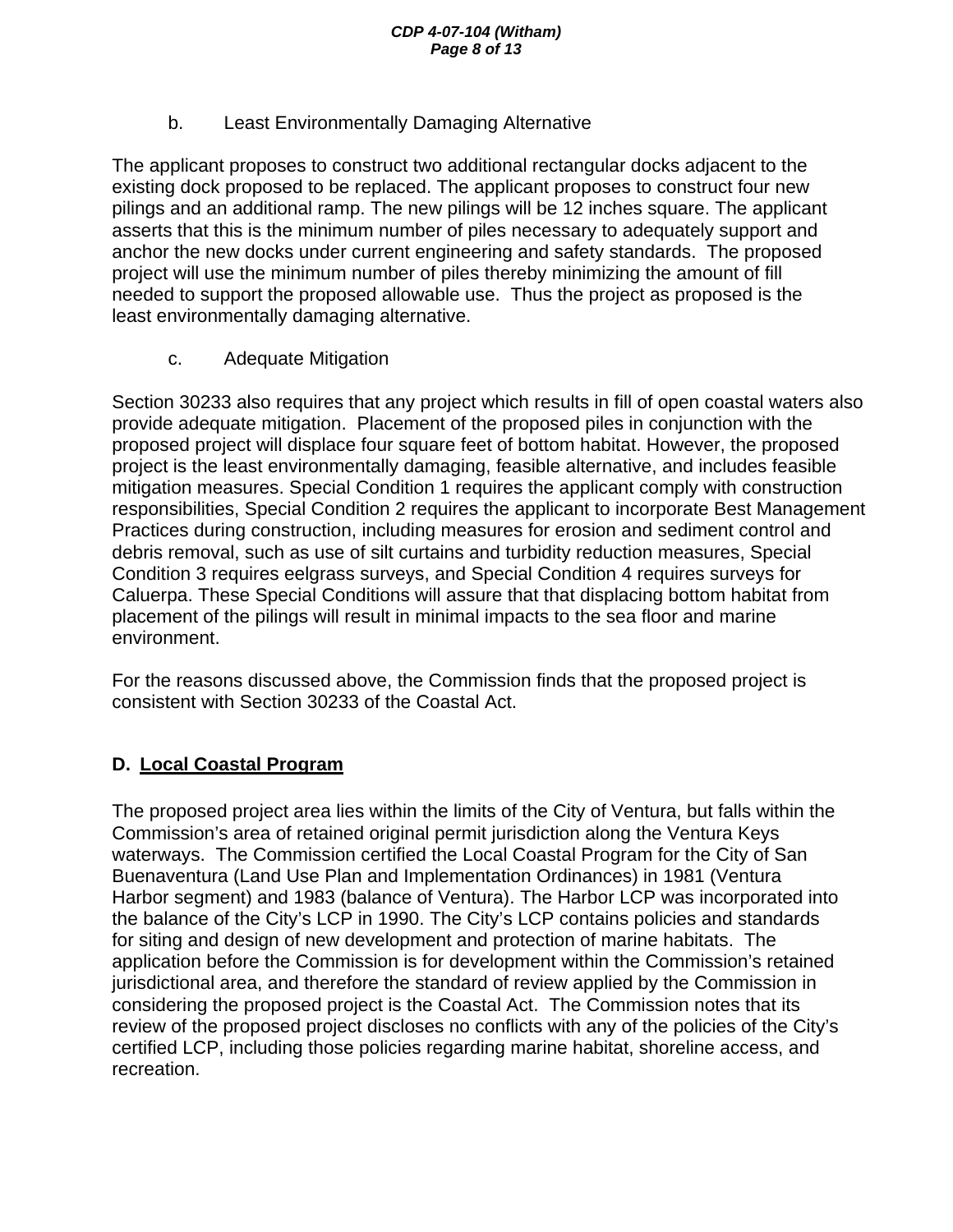b. Least Environmentally Damaging Alternative

The applicant proposes to construct two additional rectangular docks adjacent to the existing dock proposed to be replaced. The applicant proposes to construct four new pilings and an additional ramp. The new pilings will be 12 inches square. The applicant asserts that this is the minimum number of piles necessary to adequately support and anchor the new docks under current engineering and safety standards. The proposed project will use the minimum number of piles thereby minimizing the amount of fill needed to support the proposed allowable use. Thus the project as proposed is the least environmentally damaging alternative.

c. Adequate Mitigation

Section 30233 also requires that any project which results in fill of open coastal waters also provide adequate mitigation. Placement of the proposed piles in conjunction with the proposed project will displace four square feet of bottom habitat. However, the proposed project is the least environmentally damaging, feasible alternative, and includes feasible mitigation measures. Special Condition 1 requires the applicant comply with construction responsibilities, Special Condition 2 requires the applicant to incorporate Best Management Practices during construction, including measures for erosion and sediment control and debris removal, such as use of silt curtains and turbidity reduction measures, Special Condition 3 requires eelgrass surveys, and Special Condition 4 requires surveys for Caluerpa. These Special Conditions will assure that that displacing bottom habitat from placement of the pilings will result in minimal impacts to the sea floor and marine environment.

For the reasons discussed above, the Commission finds that the proposed project is consistent with Section 30233 of the Coastal Act.

## D. Local Coastal Program

The proposed project area lies within the limits of the City of Ventura, but falls within the Commission's area of retained original permit jurisdiction along the Ventura Keys waterways. The Commission certified the Local Coastal Program for the City of San Buenaventura (Land Use Plan and Implementation Ordinances) in 1981 (Ventura Harbor segment) and 1983 (balance of Ventura). The Harbor LCP was incorporated into the balance of the City's LCP in 1990. The City's LCP contains policies and standards for siting and design of new development and protection of marine habitats. The application before the Commission is for development within the Commission's retained jurisdictional area, and therefore the standard of review applied by the Commission in considering the proposed project is the Coastal Act. The Commission notes that its review of the proposed project discloses no conflicts with any of the policies of the City's certified LCP, including those policies regarding marine habitat, shoreline access, and recreation.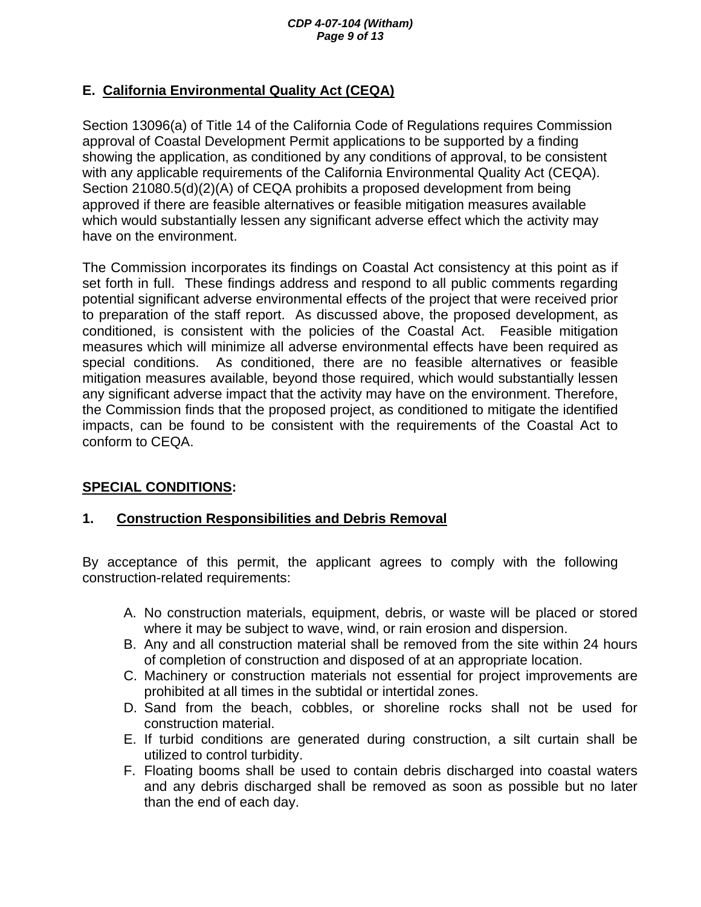## E. California Environmental Quality Act (CEQA)

Section 13096(a) of Title 14 of the California Code of Regulations requires Commission approval of Coastal Development Permit applications to be supported by a finding showing the application, as conditioned by any conditions of approval, to be consistent with any applicable requirements of the California Environmental Quality Act (CEQA). Section 21080.5(d)(2)(A) of CEQA prohibits a proposed development from being approved if there are feasible alternatives or feasible mitigation measures available which would substantially lessen any significant adverse effect which the activity may have on the environment.

The Commission incorporates its findings on Coastal Act consistency at this point as if set forth in full. These findings address and respond to all public comments regarding potential significant adverse environmental effects of the project that were received prior to preparation of the staff report. As discussed above, the proposed development, as conditioned, is consistent with the policies of the Coastal Act. Feasible mitigation measures which will minimize all adverse environmental effects have been required as special conditions. As conditioned, there are no feasible alternatives or feasible mitigation measures available, beyond those required, which would substantially lessen any significant adverse impact that the activity may have on the environment. Therefore, the Commission finds that the proposed project, as conditioned to mitigate the identified impacts, can be found to be consistent with the requirements of the Coastal Act to conform to CEQA.

## SPECIAL CONDITIONS:

### 1. Construction Responsibilities and Debris Removal

By acceptance of this permit, the applicant agrees to comply with the following construction-related requirements:

A. No construction materials, equipment, debris, or waste will be placed or stored where it may be subject to wave, wind, or rain erosion and dispersion.
B. Any and all construction material shall be removed from the site within 24 hours of completion of construction and disposed of at an appropriate location.
C. Machinery or construction materials not essential for project improvements are prohibited at all times in the subtidal or intertidal zones.
D. Sand from the beach, cobbles, or shoreline rocks shall not be used for construction material.
E. If turbid conditions are generated during construction, a silt curtain shall be utilized to control turbidity.
F. Floating booms shall be used to contain debris discharged into coastal waters and any debris discharged shall be removed as soon as possible but no later than the end of each day.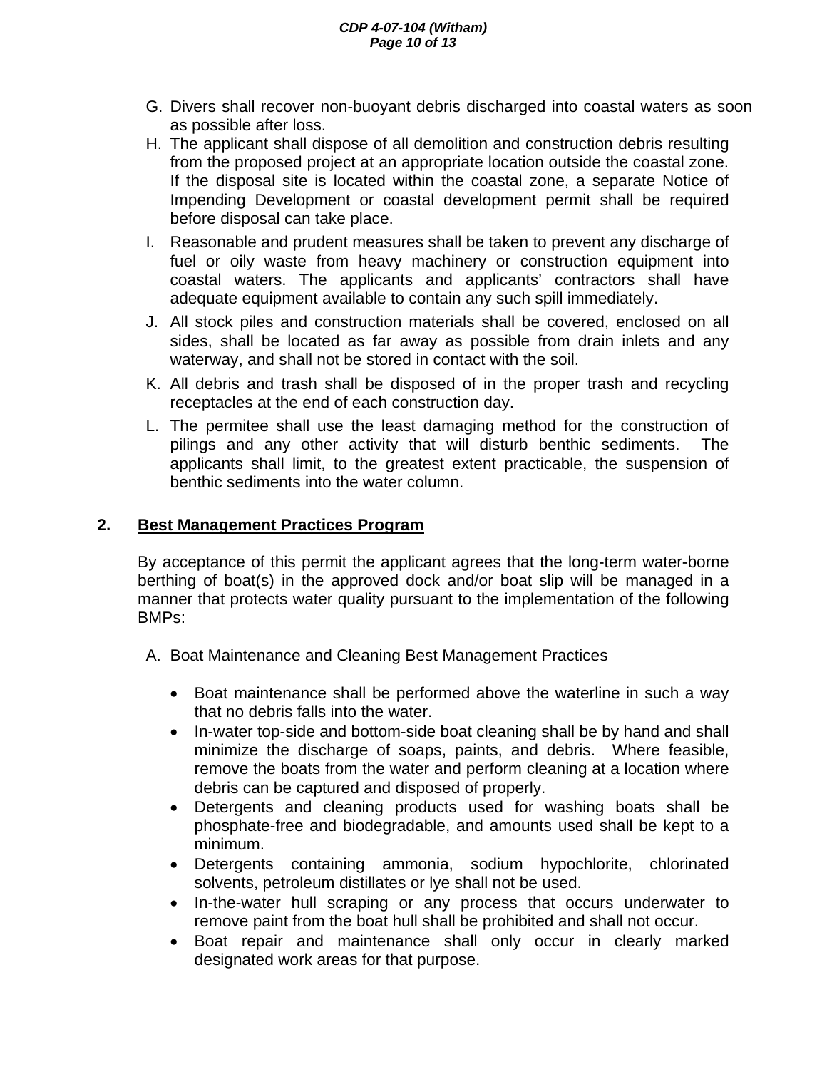G. Divers shall recover non-buoyant debris discharged into coastal waters as soon as possible after loss.

H. The applicant shall dispose of all demolition and construction debris resulting from the proposed project at an appropriate location outside the coastal zone. If the disposal site is located within the coastal zone, a separate Notice of Impending Development or coastal development permit shall be required before disposal can take place.

I. Reasonable and prudent measures shall be taken to prevent any discharge of fuel or oily waste from heavy machinery or construction equipment into coastal waters. The applicants and applicants' contractors shall have adequate equipment available to contain any such spill immediately.

J. All stock piles and construction materials shall be covered, enclosed on all sides, shall be located as far away as possible from drain inlets and any waterway, and shall not be stored in contact with the soil.

K. All debris and trash shall be disposed of in the proper trash and recycling receptacles at the end of each construction day.

L. The permitee shall use the least damaging method for the construction of pilings and any other activity that will disturb benthic sediments. The applicants shall limit, to the greatest extent practicable, the suspension of benthic sediments into the water column.

**2. <u>Best Management Practices Program</u>**

By acceptance of this permit the applicant agrees that the long-term water-borne berthing of boat(s) in the approved dock and/or boat slip will be managed in a manner that protects water quality pursuant to the implementation of the following BMPs:

A. Boat Maintenance and Cleaning Best Management Practices

- Boat maintenance shall be performed above the waterline in such a way that no debris falls into the water.
- In-water top-side and bottom-side boat cleaning shall be by hand and shall minimize the discharge of soaps, paints, and debris. Where feasible, remove the boats from the water and perform cleaning at a location where debris can be captured and disposed of properly.
- Detergents and cleaning products used for washing boats shall be phosphate-free and biodegradable, and amounts used shall be kept to a minimum.
- Detergents containing ammonia, sodium hypochlorite, chlorinated solvents, petroleum distillates or lye shall not be used.
- In-the-water hull scraping or any process that occurs underwater to remove paint from the boat hull shall be prohibited and shall not occur.
- Boat repair and maintenance shall only occur in clearly marked designated work areas for that purpose.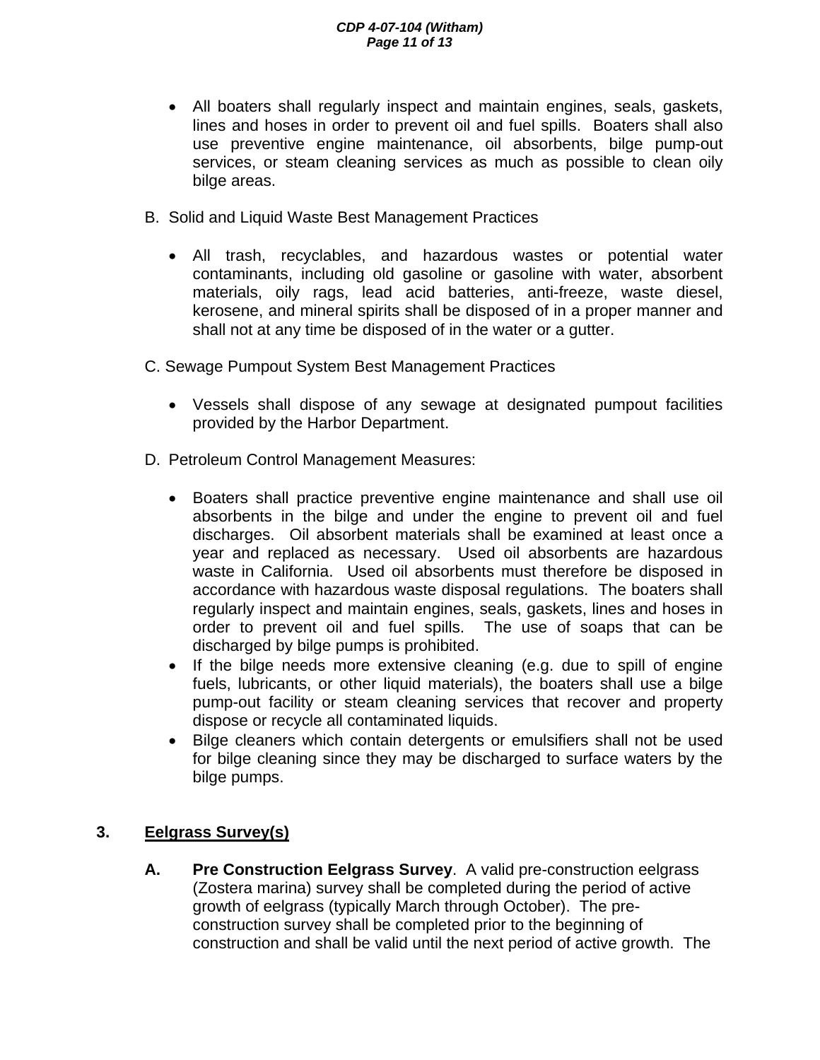- All boaters shall regularly inspect and maintain engines, seals, gaskets, lines and hoses in order to prevent oil and fuel spills. Boaters shall also use preventive engine maintenance, oil absorbents, bilge pump-out services, or steam cleaning services as much as possible to clean oily bilge areas.

B. Solid and Liquid Waste Best Management Practices

- All trash, recyclables, and hazardous wastes or potential water contaminants, including old gasoline or gasoline with water, absorbent materials, oily rags, lead acid batteries, anti-freeze, waste diesel, kerosene, and mineral spirits shall be disposed of in a proper manner and shall not at any time be disposed of in the water or a gutter.

C. Sewage Pumpout System Best Management Practices

- Vessels shall dispose of any sewage at designated pumpout facilities provided by the Harbor Department.

D. Petroleum Control Management Measures:

- Boaters shall practice preventive engine maintenance and shall use oil absorbents in the bilge and under the engine to prevent oil and fuel discharges. Oil absorbent materials shall be examined at least once a year and replaced as necessary. Used oil absorbents are hazardous waste in California. Used oil absorbents must therefore be disposed in accordance with hazardous waste disposal regulations. The boaters shall regularly inspect and maintain engines, seals, gaskets, lines and hoses in order to prevent oil and fuel spills. The use of soaps that can be discharged by bilge pumps is prohibited.
- If the bilge needs more extensive cleaning (e.g. due to spill of engine fuels, lubricants, or other liquid materials), the boaters shall use a bilge pump-out facility or steam cleaning services that recover and property dispose or recycle all contaminated liquids.
- Bilge cleaners which contain detergents or emulsifiers shall not be used for bilge cleaning since they may be discharged to surface waters by the bilge pumps.

**3. <u>Eelgrass Survey(s)</u>**

**A. Pre Construction Eelgrass Survey**. A valid pre-construction eelgrass (Zostera marina) survey shall be completed during the period of active growth of eelgrass (typically March through October). The pre-construction survey shall be completed prior to the beginning of construction and shall be valid until the next period of active growth. The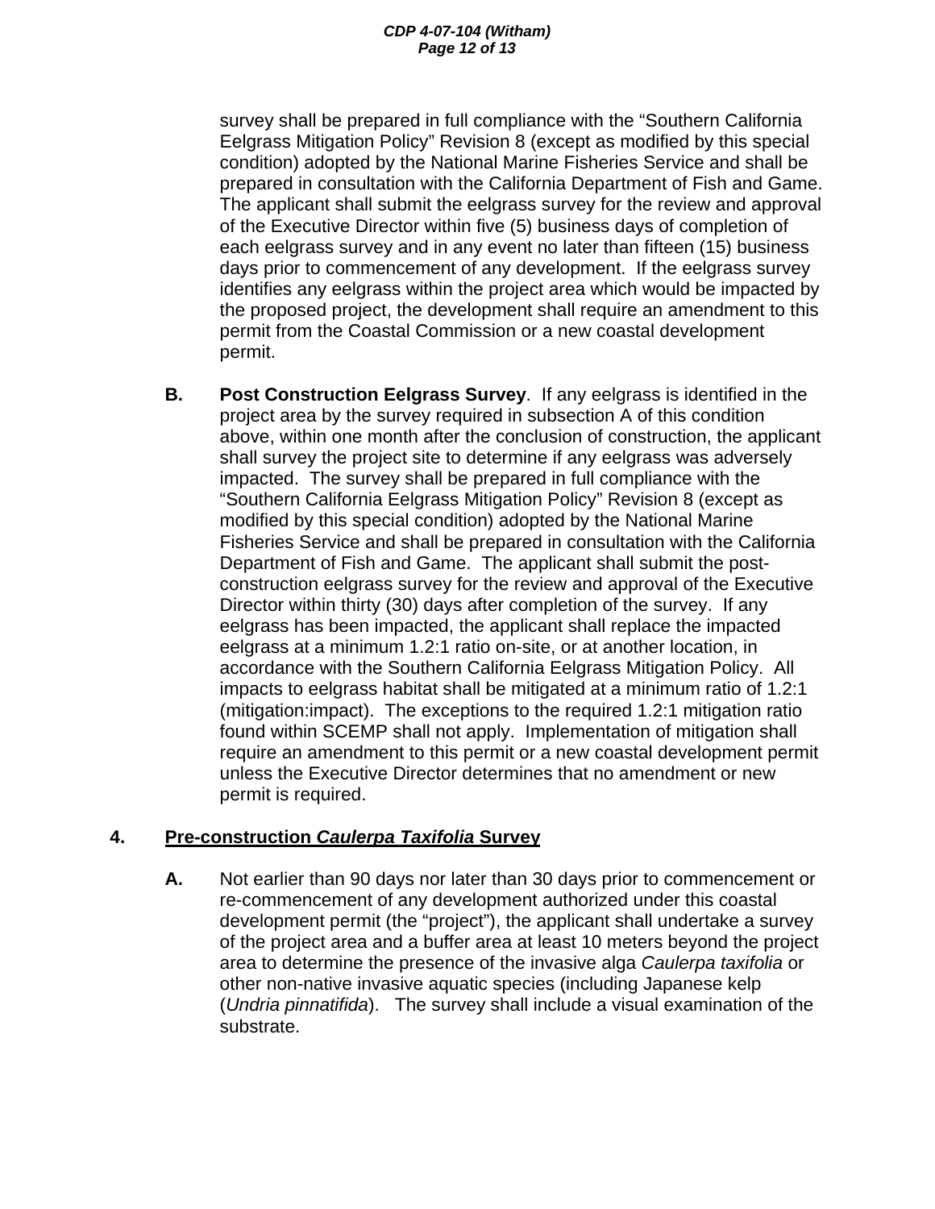survey shall be prepared in full compliance with the “Southern California Eelgrass Mitigation Policy” Revision 8 (except as modified by this special condition) adopted by the National Marine Fisheries Service and shall be prepared in consultation with the California Department of Fish and Game. The applicant shall submit the eelgrass survey for the review and approval of the Executive Director within five (5) business days of completion of each eelgrass survey and in any event no later than fifteen (15) business days prior to commencement of any development. If the eelgrass survey identifies any eelgrass within the project area which would be impacted by the proposed project, the development shall require an amendment to this permit from the Coastal Commission or a new coastal development permit.

**B.** **Post Construction Eelgrass Survey**. If any eelgrass is identified in the project area by the survey required in subsection A of this condition above, within one month after the conclusion of construction, the applicant shall survey the project site to determine if any eelgrass was adversely impacted. The survey shall be prepared in full compliance with the “Southern California Eelgrass Mitigation Policy” Revision 8 (except as modified by this special condition) adopted by the National Marine Fisheries Service and shall be prepared in consultation with the California Department of Fish and Game. The applicant shall submit the post-construction eelgrass survey for the review and approval of the Executive Director within thirty (30) days after completion of the survey. If any eelgrass has been impacted, the applicant shall replace the impacted eelgrass at a minimum 1.2:1 ratio on-site, or at another location, in accordance with the Southern California Eelgrass Mitigation Policy. All impacts to eelgrass habitat shall be mitigated at a minimum ratio of 1.2:1 (mitigation:impact). The exceptions to the required 1.2:1 mitigation ratio found within SCEMP shall not apply. Implementation of mitigation shall require an amendment to this permit or a new coastal development permit unless the Executive Director determines that no amendment or new permit is required.

**4. <u>Pre-construction *Caulerpa Taxifolia* Survey</u>**

**A.** Not earlier than 90 days nor later than 30 days prior to commencement or re-commencement of any development authorized under this coastal development permit (the “project”), the applicant shall undertake a survey of the project area and a buffer area at least 10 meters beyond the project area to determine the presence of the invasive alga *Caulerpa taxifolia* or other non-native invasive aquatic species (including Japanese kelp (*Undria pinnatifida*). The survey shall include a visual examination of the substrate.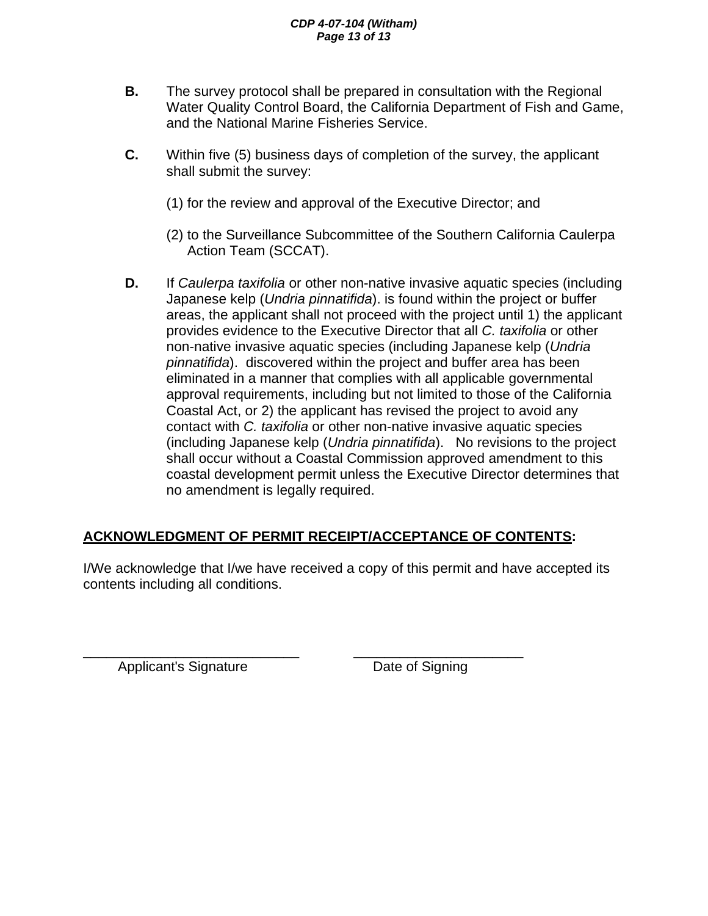**B.** The survey protocol shall be prepared in consultation with the Regional Water Quality Control Board, the California Department of Fish and Game, and the National Marine Fisheries Service.

**C.** Within five (5) business days of completion of the survey, the applicant shall submit the survey:

(1) for the review and approval of the Executive Director; and

(2) to the Surveillance Subcommittee of the Southern California Caulerpa Action Team (SCCAT).

**D.** If *Caulerpa taxifolia* or other non-native invasive aquatic species (including Japanese kelp (*Undria pinnatifida*). is found within the project or buffer areas, the applicant shall not proceed with the project until 1) the applicant provides evidence to the Executive Director that all *C. taxifolia* or other non-native invasive aquatic species (including Japanese kelp (*Undria pinnatifida*). discovered within the project and buffer area has been eliminated in a manner that complies with all applicable governmental approval requirements, including but not limited to those of the California Coastal Act, or 2) the applicant has revised the project to avoid any contact with *C. taxifolia* or other non-native invasive aquatic species (including Japanese kelp (*Undria pinnatifida*). No revisions to the project shall occur without a Coastal Commission approved amendment to this coastal development permit unless the Executive Director determines that no amendment is legally required.

**ACKNOWLEDGMENT OF PERMIT RECEIPT/ACCEPTANCE OF CONTENTS:**

I/We acknowledge that I/we have received a copy of this permit and have accepted its contents including all conditions.

\_\_\_\_\_\_\_\_\_\_\_\_\_\_\_\_\_\_\_\_\_\_\_\_\_\_\_\_\_ \_\_\_\_\_\_\_\_\_\_\_\_\_\_\_\_\_\_\_\_\_\_\_

Applicant's Signature Date of Signing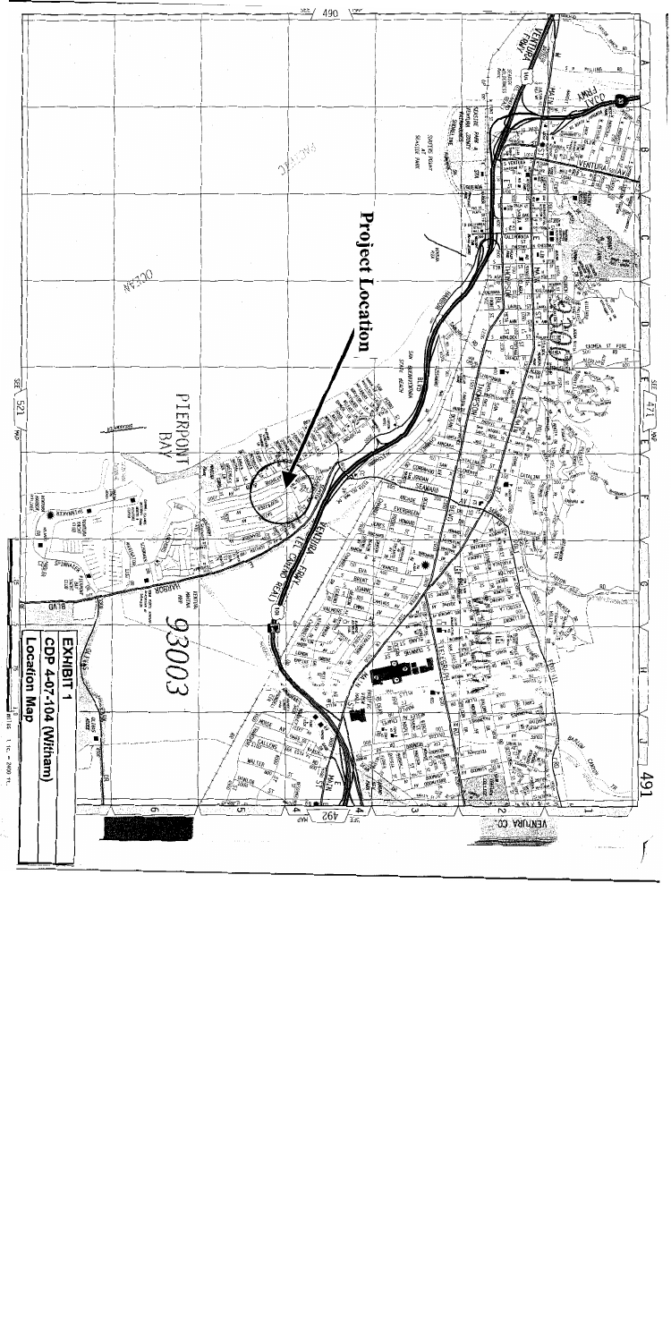**Project Location**

# EXHIBIT 1

**CDP 4-07-104 (Witham)**

**Location Map**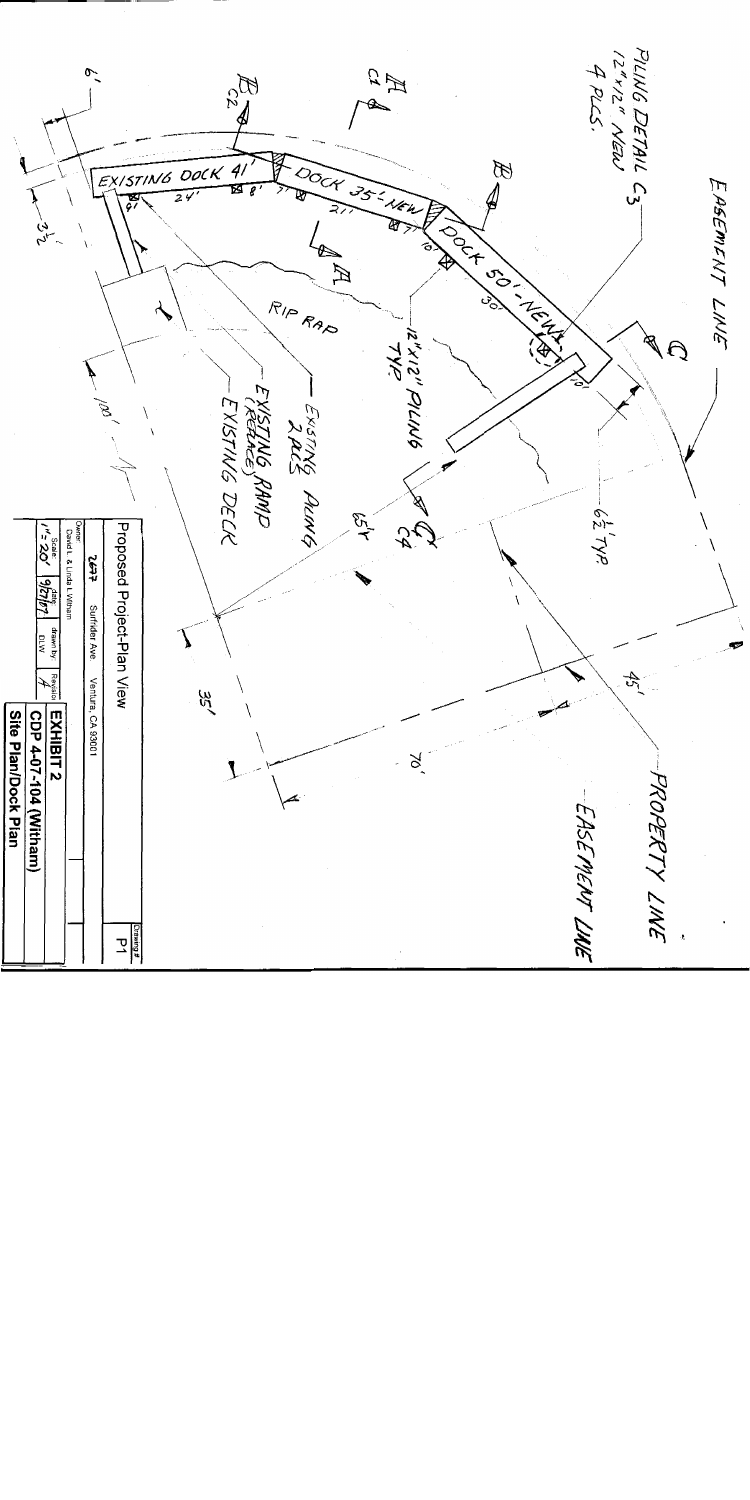PILING DETAIL C3
12"x12" NEW
4 PLS.

EASEMENT LINE

EXISTING DOCK 41'

DOCK 35'-NEW

DOCK 50'-NEW

24'

8'

7'

21'

7'

10'

30'

10'

RIP RAP

12"x12" PILING TYP.

EXISTING PILING 2 PLCS

EXISTING RAMP (REPLACE)

EXISTING DECK

6'

3½'

100'

65'

6½' TYP.

45'

35'

70'

PROPERTY LINE

EASEMENT LINE

| Proposed Project-Plan View | | | | Drawing # P1 |
|---|---|---|---|---|
| Owner: David L. & Linda I. Witham | | | | |
| 2677 Surfrider Ave. Ventura, CA 93001 | | | | |
| Scale 1" = 20' | Date 9/27/07 | drawn by: DLW | Revision A | |
| EXHIBIT 2 | | | | |
| CDP 4-07-104 (Witham) | | | | |
| Site Plan/Dock Plan | | | | |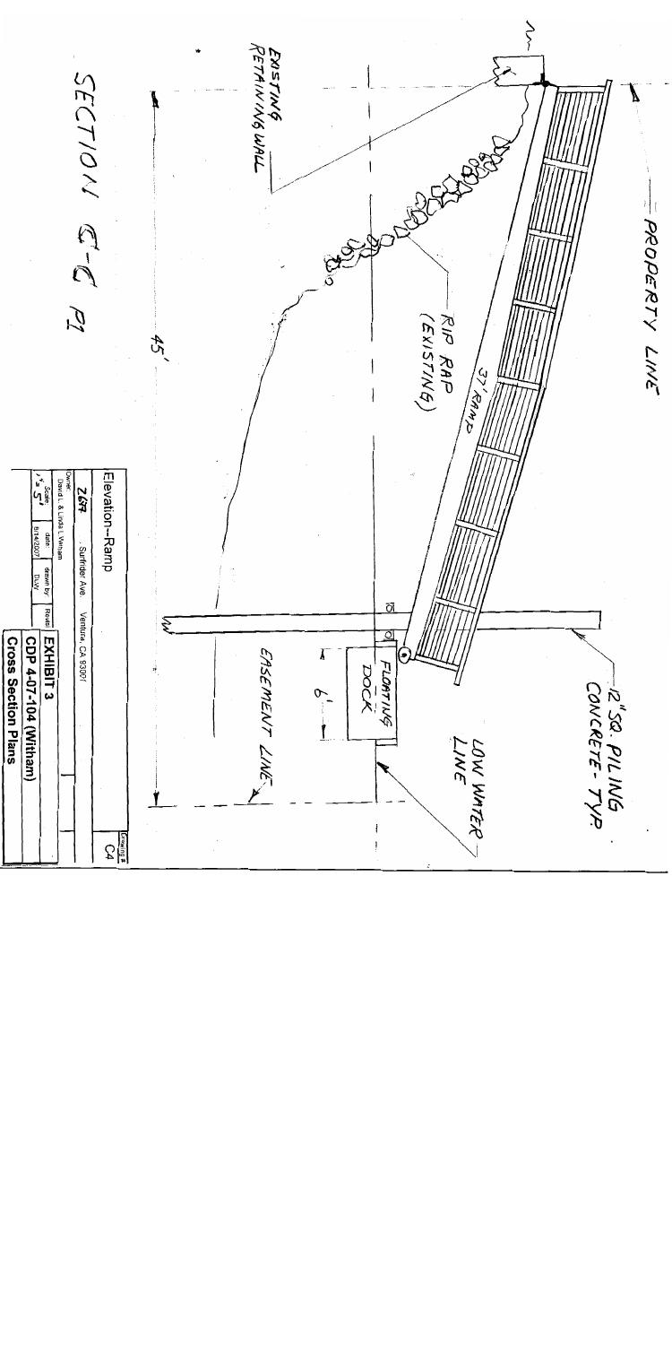PROPERTY LINE

12" SQ. PILING CONCRETE - TYP.

EXISTING RETAINING WALL

RIP RAP (EXISTING)

37' RAMP

45'

FLOATING DOCK

6'

LOW WATER LINE

EASEMENT LINE

SECTION C-C P1

| Elevation--Ramp | | | | Drawing # C4 |
|---|---|---|---|---|
| 2677 Surfrider Ave. Ventura, CA 93001 | | | | |
| Owner: David L. & Linda L Witham | | | | |
| Scale 1"=5' | date 8/14/2007 | drawn by DLW | Revisi | |

**EXHIBIT 3**
**CDP 4-07-104 (Witham)**
**Cross Section Plans**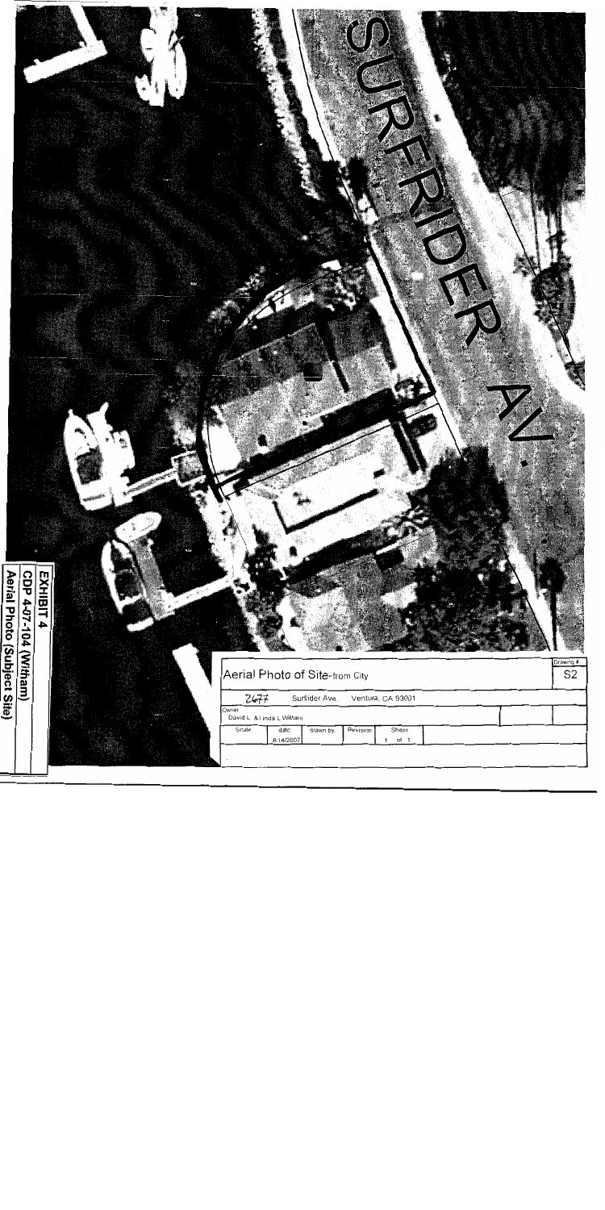SURFRIDER AV.

**EXHIBIT 4**
**CDP 4-07-104 (Witham)**
**Aerial Photo (Subject Site)**

| | | | | | |
|---|---|---|---|---|---|
| Aerial Photo of Site-from City | | | | | Drawing # S2 |
| 2677 | Surfrider Ave. | Ventura, CA 93001 | | | |
| Owner David L. & Linda L. Witham | | | | | |
| Scale | date: 8/14/2007 | drawn by: | Revision | Sheet 1 of 1 | |